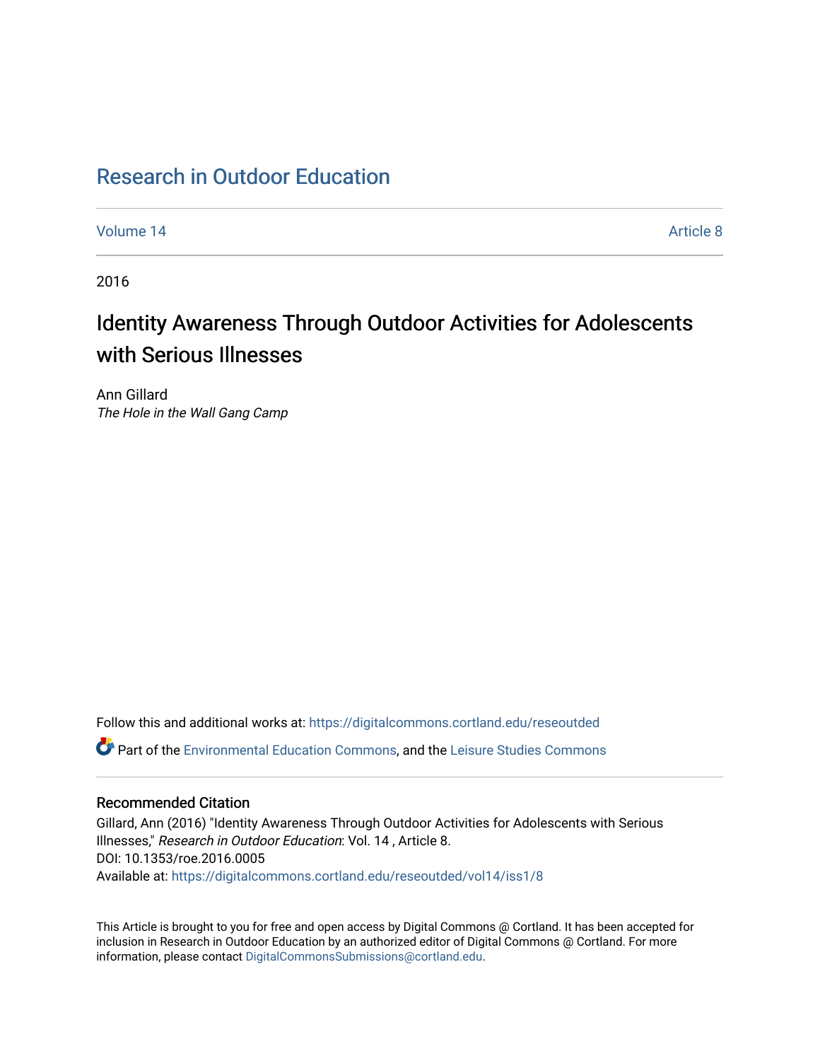# Research in Outdoor Education

Volume 14 | Article 8

2016

## Identity Awareness Through Outdoor Activities for Adolescents with Serious Illnesses

Ann Gillard
*The Hole in the Wall Gang Camp*

Follow this and additional works at: https://digitalcommons.cortland.edu/reseoutded

Part of the Environmental Education Commons, and the Leisure Studies Commons

### Recommended Citation

Gillard, Ann (2016) "Identity Awareness Through Outdoor Activities for Adolescents with Serious Illnesses," *Research in Outdoor Education*: Vol. 14 , Article 8.
DOI: 10.1353/roe.2016.0005
Available at: https://digitalcommons.cortland.edu/reseoutded/vol14/iss1/8

This Article is brought to you for free and open access by Digital Commons @ Cortland. It has been accepted for inclusion in Research in Outdoor Education by an authorized editor of Digital Commons @ Cortland. For more information, please contact DigitalCommonsSubmissions@cortland.edu.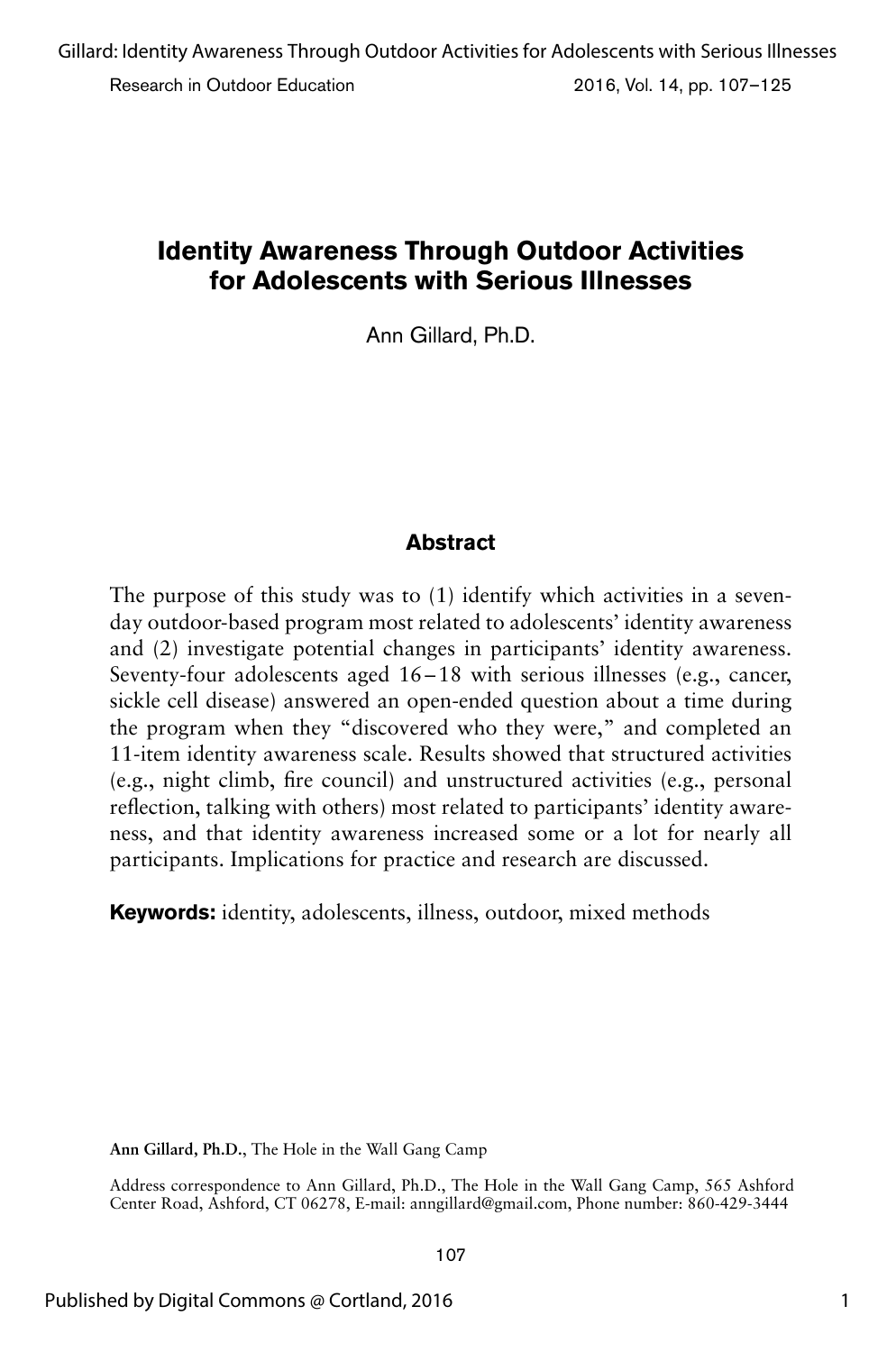# Identity Awareness Through Outdoor Activities for Adolescents with Serious Illnesses

Ann Gillard, Ph.D.

## Abstract

The purpose of this study was to (1) identify which activities in a seven-day outdoor-based program most related to adolescents' identity awareness and (2) investigate potential changes in participants' identity awareness. Seventy-four adolescents aged 16–18 with serious illnesses (e.g., cancer, sickle cell disease) answered an open-ended question about a time during the program when they "discovered who they were," and completed an 11-item identity awareness scale. Results showed that structured activities (e.g., night climb, fire council) and unstructured activities (e.g., personal reflection, talking with others) most related to participants' identity awareness, and that identity awareness increased some or a lot for nearly all participants. Implications for practice and research are discussed.

**Keywords:** identity, adolescents, illness, outdoor, mixed methods

**Ann Gillard, Ph.D.**, The Hole in the Wall Gang Camp

Address correspondence to Ann Gillard, Ph.D., The Hole in the Wall Gang Camp, 565 Ashford Center Road, Ashford, CT 06278, E-mail: anngillard@gmail.com, Phone number: 860-429-3444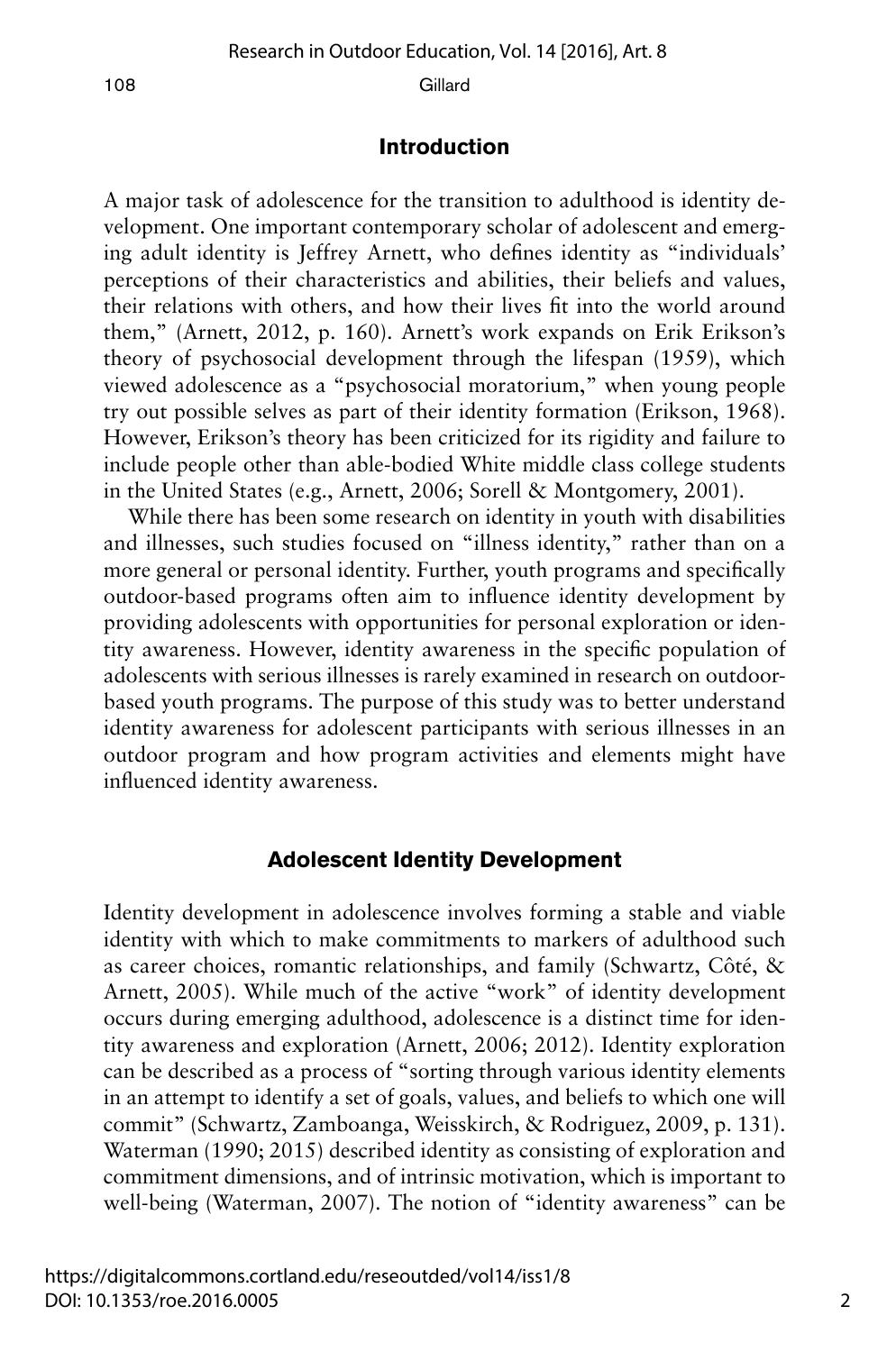## Introduction

A major task of adolescence for the transition to adulthood is identity development. One important contemporary scholar of adolescent and emerging adult identity is Jeffrey Arnett, who defines identity as "individuals' perceptions of their characteristics and abilities, their beliefs and values, their relations with others, and how their lives fit into the world around them," (Arnett, 2012, p. 160). Arnett's work expands on Erik Erikson's theory of psychosocial development through the lifespan (1959), which viewed adolescence as a "psychosocial moratorium," when young people try out possible selves as part of their identity formation (Erikson, 1968). However, Erikson's theory has been criticized for its rigidity and failure to include people other than able-bodied White middle class college students in the United States (e.g., Arnett, 2006; Sorell & Montgomery, 2001).

While there has been some research on identity in youth with disabilities and illnesses, such studies focused on "illness identity," rather than on a more general or personal identity. Further, youth programs and specifically outdoor-based programs often aim to influence identity development by providing adolescents with opportunities for personal exploration or identity awareness. However, identity awareness in the specific population of adolescents with serious illnesses is rarely examined in research on outdoor-based youth programs. The purpose of this study was to better understand identity awareness for adolescent participants with serious illnesses in an outdoor program and how program activities and elements might have influenced identity awareness.

## Adolescent Identity Development

Identity development in adolescence involves forming a stable and viable identity with which to make commitments to markers of adulthood such as career choices, romantic relationships, and family (Schwartz, Côté, & Arnett, 2005). While much of the active "work" of identity development occurs during emerging adulthood, adolescence is a distinct time for identity awareness and exploration (Arnett, 2006; 2012). Identity exploration can be described as a process of "sorting through various identity elements in an attempt to identify a set of goals, values, and beliefs to which one will commit" (Schwartz, Zamboanga, Weisskirch, & Rodriguez, 2009, p. 131). Waterman (1990; 2015) described identity as consisting of exploration and commitment dimensions, and of intrinsic motivation, which is important to well-being (Waterman, 2007). The notion of "identity awareness" can be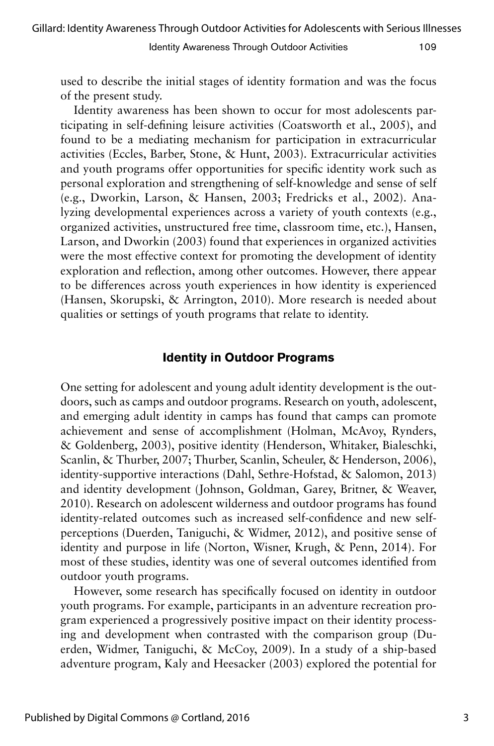used to describe the initial stages of identity formation and was the focus of the present study.

Identity awareness has been shown to occur for most adolescents participating in self-defining leisure activities (Coatsworth et al., 2005), and found to be a mediating mechanism for participation in extracurricular activities (Eccles, Barber, Stone, & Hunt, 2003). Extracurricular activities and youth programs offer opportunities for specific identity work such as personal exploration and strengthening of self-knowledge and sense of self (e.g., Dworkin, Larson, & Hansen, 2003; Fredricks et al., 2002). Analyzing developmental experiences across a variety of youth contexts (e.g., organized activities, unstructured free time, classroom time, etc.), Hansen, Larson, and Dworkin (2003) found that experiences in organized activities were the most effective context for promoting the development of identity exploration and reflection, among other outcomes. However, there appear to be differences across youth experiences in how identity is experienced (Hansen, Skorupski, & Arrington, 2010). More research is needed about qualities or settings of youth programs that relate to identity.

## Identity in Outdoor Programs

One setting for adolescent and young adult identity development is the outdoors, such as camps and outdoor programs. Research on youth, adolescent, and emerging adult identity in camps has found that camps can promote achievement and sense of accomplishment (Holman, McAvoy, Rynders, & Goldenberg, 2003), positive identity (Henderson, Whitaker, Bialeschki, Scanlin, & Thurber, 2007; Thurber, Scanlin, Scheuler, & Henderson, 2006), identity-supportive interactions (Dahl, Sethre-Hofstad, & Salomon, 2013) and identity development (Johnson, Goldman, Garey, Britner, & Weaver, 2010). Research on adolescent wilderness and outdoor programs has found identity-related outcomes such as increased self-confidence and new self-perceptions (Duerden, Taniguchi, & Widmer, 2012), and positive sense of identity and purpose in life (Norton, Wisner, Krugh, & Penn, 2014). For most of these studies, identity was one of several outcomes identified from outdoor youth programs.

However, some research has specifically focused on identity in outdoor youth programs. For example, participants in an adventure recreation program experienced a progressively positive impact on their identity processing and development when contrasted with the comparison group (Duerden, Widmer, Taniguchi, & McCoy, 2009). In a study of a ship-based adventure program, Kaly and Heesacker (2003) explored the potential for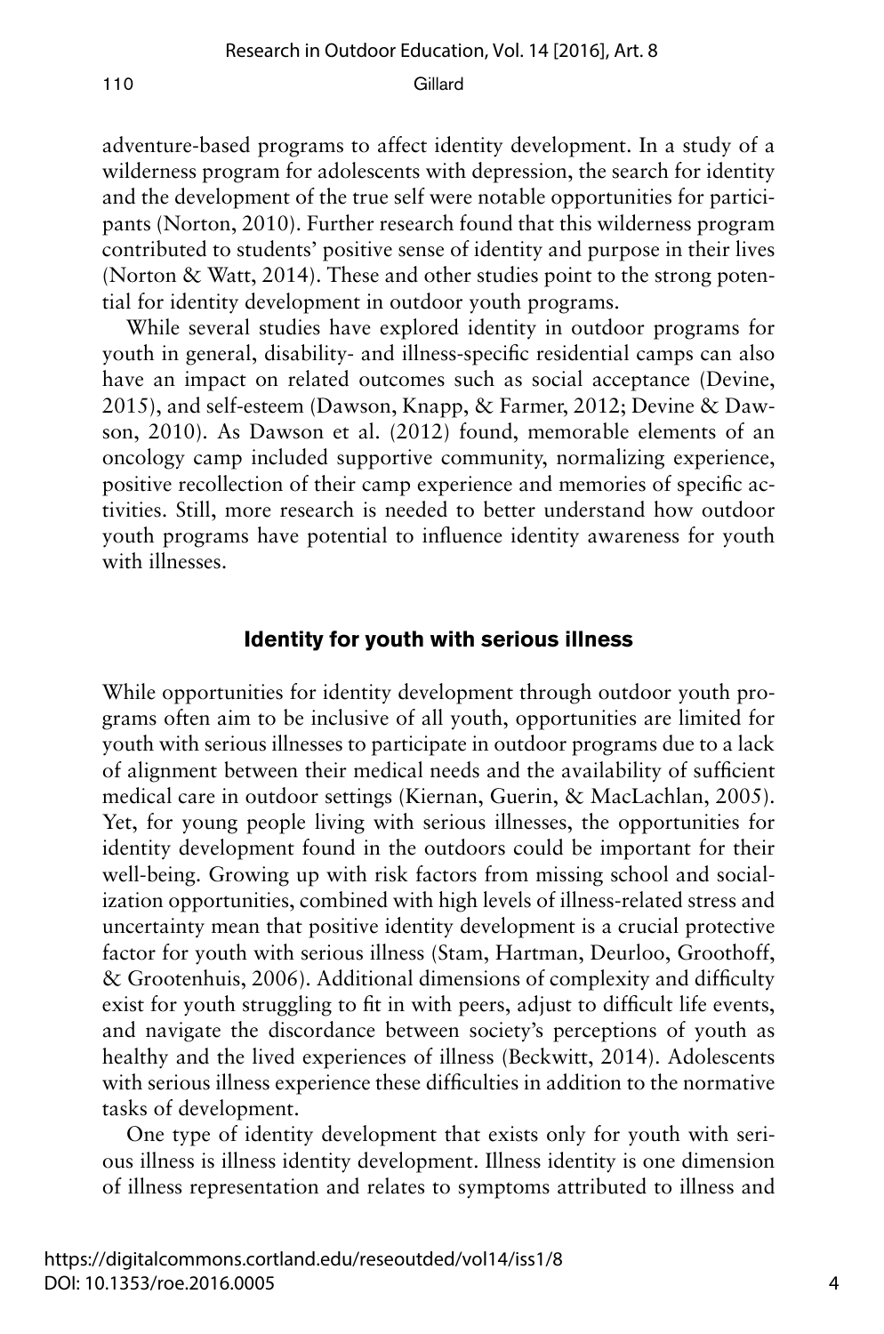adventure-based programs to affect identity development. In a study of a wilderness program for adolescents with depression, the search for identity and the development of the true self were notable opportunities for participants (Norton, 2010). Further research found that this wilderness program contributed to students' positive sense of identity and purpose in their lives (Norton & Watt, 2014). These and other studies point to the strong potential for identity development in outdoor youth programs.

While several studies have explored identity in outdoor programs for youth in general, disability- and illness-specific residential camps can also have an impact on related outcomes such as social acceptance (Devine, 2015), and self-esteem (Dawson, Knapp, & Farmer, 2012; Devine & Dawson, 2010). As Dawson et al. (2012) found, memorable elements of an oncology camp included supportive community, normalizing experience, positive recollection of their camp experience and memories of specific activities. Still, more research is needed to better understand how outdoor youth programs have potential to influence identity awareness for youth with illnesses.

## Identity for youth with serious illness

While opportunities for identity development through outdoor youth programs often aim to be inclusive of all youth, opportunities are limited for youth with serious illnesses to participate in outdoor programs due to a lack of alignment between their medical needs and the availability of sufficient medical care in outdoor settings (Kiernan, Guerin, & MacLachlan, 2005). Yet, for young people living with serious illnesses, the opportunities for identity development found in the outdoors could be important for their well-being. Growing up with risk factors from missing school and socialization opportunities, combined with high levels of illness-related stress and uncertainty mean that positive identity development is a crucial protective factor for youth with serious illness (Stam, Hartman, Deurloo, Groothoff, & Grootenhuis, 2006). Additional dimensions of complexity and difficulty exist for youth struggling to fit in with peers, adjust to difficult life events, and navigate the discordance between society's perceptions of youth as healthy and the lived experiences of illness (Beckwitt, 2014). Adolescents with serious illness experience these difficulties in addition to the normative tasks of development.

One type of identity development that exists only for youth with serious illness is illness identity development. Illness identity is one dimension of illness representation and relates to symptoms attributed to illness and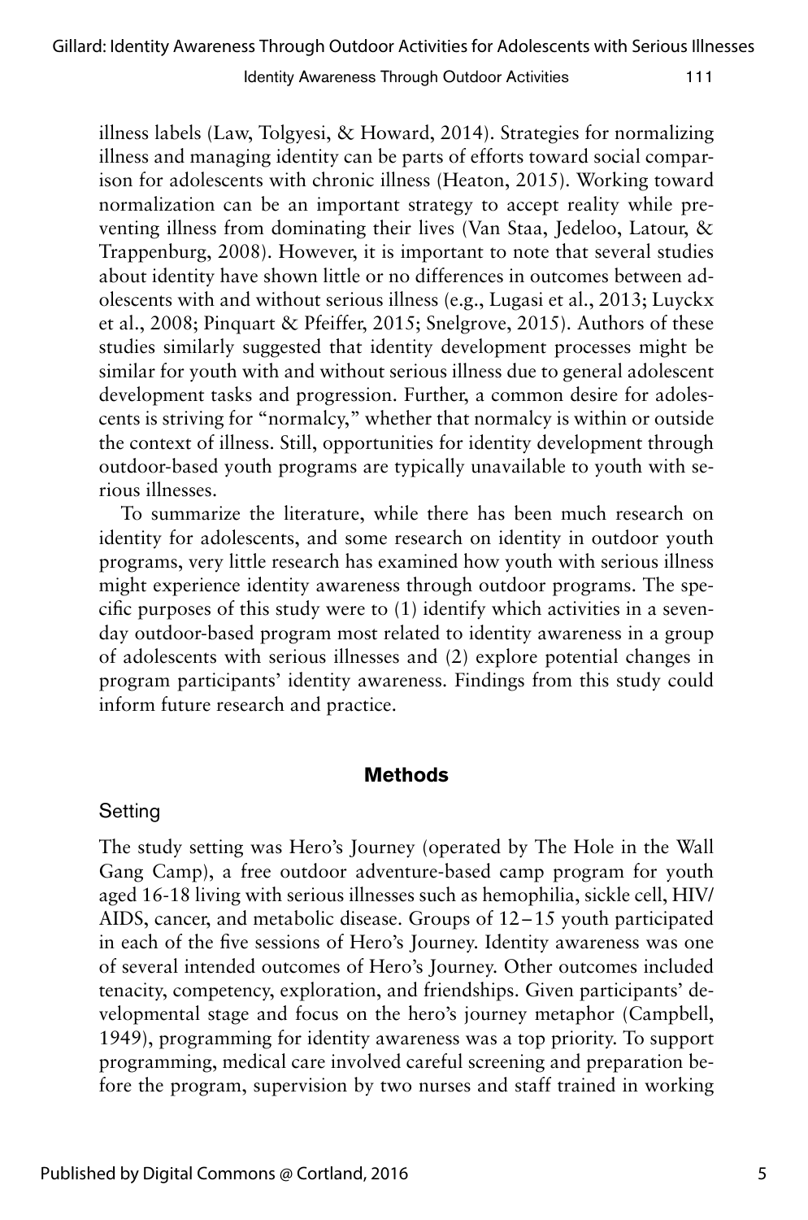illness labels (Law, Tolgyesi, & Howard, 2014). Strategies for normalizing illness and managing identity can be parts of efforts toward social comparison for adolescents with chronic illness (Heaton, 2015). Working toward normalization can be an important strategy to accept reality while preventing illness from dominating their lives (Van Staa, Jedeloo, Latour, & Trappenburg, 2008). However, it is important to note that several studies about identity have shown little or no differences in outcomes between adolescents with and without serious illness (e.g., Lugasi et al., 2013; Luyckx et al., 2008; Pinquart & Pfeiffer, 2015; Snelgrove, 2015). Authors of these studies similarly suggested that identity development processes might be similar for youth with and without serious illness due to general adolescent development tasks and progression. Further, a common desire for adolescents is striving for "normalcy," whether that normalcy is within or outside the context of illness. Still, opportunities for identity development through outdoor-based youth programs are typically unavailable to youth with serious illnesses.

To summarize the literature, while there has been much research on identity for adolescents, and some research on identity in outdoor youth programs, very little research has examined how youth with serious illness might experience identity awareness through outdoor programs. The specific purposes of this study were to (1) identify which activities in a seven-day outdoor-based program most related to identity awareness in a group of adolescents with serious illnesses and (2) explore potential changes in program participants' identity awareness. Findings from this study could inform future research and practice.

## Methods

### Setting

The study setting was Hero's Journey (operated by The Hole in the Wall Gang Camp), a free outdoor adventure-based camp program for youth aged 16-18 living with serious illnesses such as hemophilia, sickle cell, HIV/AIDS, cancer, and metabolic disease. Groups of 12–15 youth participated in each of the five sessions of Hero's Journey. Identity awareness was one of several intended outcomes of Hero's Journey. Other outcomes included tenacity, competency, exploration, and friendships. Given participants' developmental stage and focus on the hero's journey metaphor (Campbell, 1949), programming for identity awareness was a top priority. To support programming, medical care involved careful screening and preparation before the program, supervision by two nurses and staff trained in working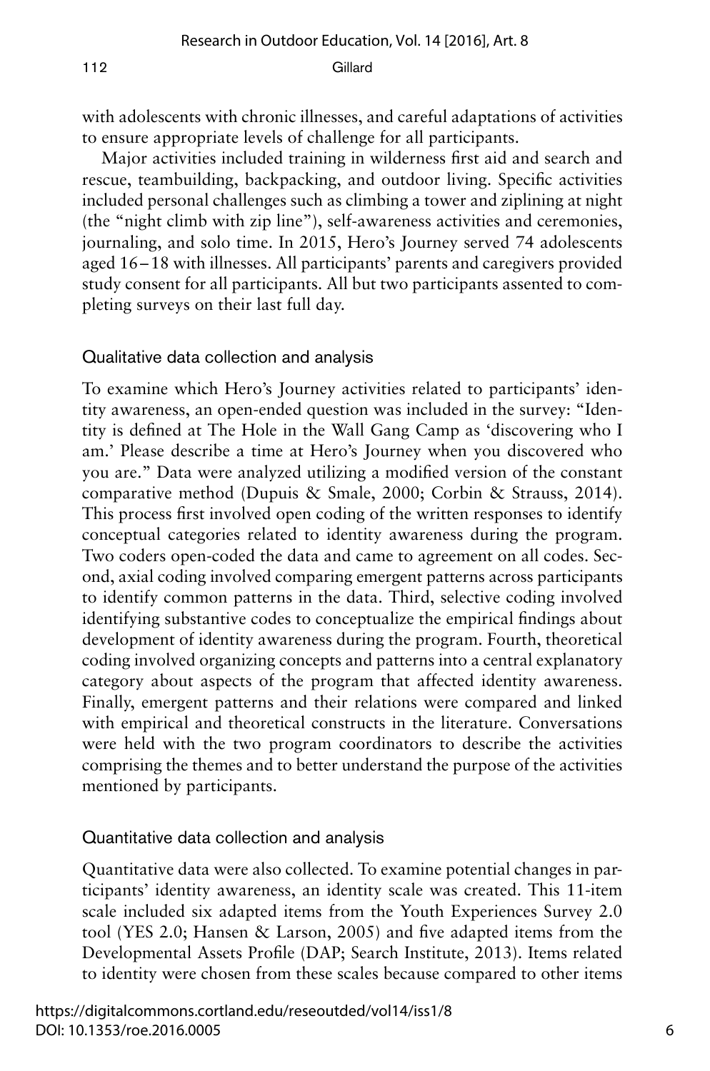with adolescents with chronic illnesses, and careful adaptations of activities to ensure appropriate levels of challenge for all participants.

Major activities included training in wilderness first aid and search and rescue, teambuilding, backpacking, and outdoor living. Specific activities included personal challenges such as climbing a tower and ziplining at night (the "night climb with zip line"), self-awareness activities and ceremonies, journaling, and solo time. In 2015, Hero's Journey served 74 adolescents aged 16–18 with illnesses. All participants' parents and caregivers provided study consent for all participants. All but two participants assented to completing surveys on their last full day.

### Qualitative data collection and analysis

To examine which Hero's Journey activities related to participants' identity awareness, an open-ended question was included in the survey: "Identity is defined at The Hole in the Wall Gang Camp as 'discovering who I am.' Please describe a time at Hero's Journey when you discovered who you are." Data were analyzed utilizing a modified version of the constant comparative method (Dupuis & Smale, 2000; Corbin & Strauss, 2014). This process first involved open coding of the written responses to identify conceptual categories related to identity awareness during the program. Two coders open-coded the data and came to agreement on all codes. Second, axial coding involved comparing emergent patterns across participants to identify common patterns in the data. Third, selective coding involved identifying substantive codes to conceptualize the empirical findings about development of identity awareness during the program. Fourth, theoretical coding involved organizing concepts and patterns into a central explanatory category about aspects of the program that affected identity awareness. Finally, emergent patterns and their relations were compared and linked with empirical and theoretical constructs in the literature. Conversations were held with the two program coordinators to describe the activities comprising the themes and to better understand the purpose of the activities mentioned by participants.

### Quantitative data collection and analysis

Quantitative data were also collected. To examine potential changes in participants' identity awareness, an identity scale was created. This 11-item scale included six adapted items from the Youth Experiences Survey 2.0 tool (YES 2.0; Hansen & Larson, 2005) and five adapted items from the Developmental Assets Profile (DAP; Search Institute, 2013). Items related to identity were chosen from these scales because compared to other items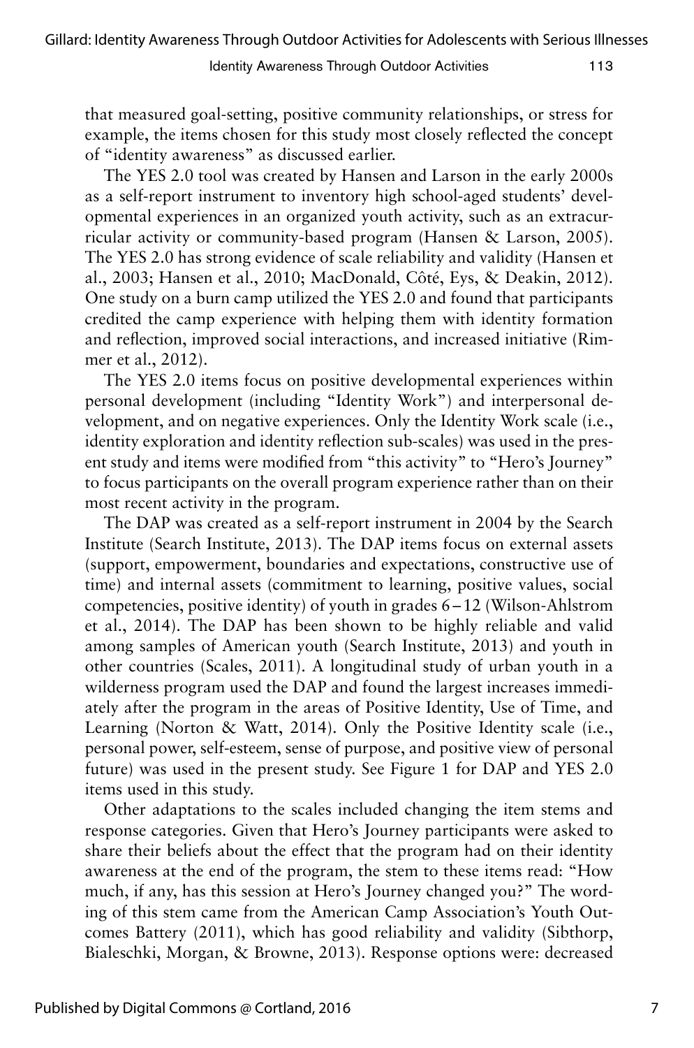that measured goal-setting, positive community relationships, or stress for example, the items chosen for this study most closely reflected the concept of "identity awareness" as discussed earlier.

The YES 2.0 tool was created by Hansen and Larson in the early 2000s as a self-report instrument to inventory high school-aged students' developmental experiences in an organized youth activity, such as an extracurricular activity or community-based program (Hansen & Larson, 2005). The YES 2.0 has strong evidence of scale reliability and validity (Hansen et al., 2003; Hansen et al., 2010; MacDonald, Côté, Eys, & Deakin, 2012). One study on a burn camp utilized the YES 2.0 and found that participants credited the camp experience with helping them with identity formation and reflection, improved social interactions, and increased initiative (Rimmer et al., 2012).

The YES 2.0 items focus on positive developmental experiences within personal development (including "Identity Work") and interpersonal development, and on negative experiences. Only the Identity Work scale (i.e., identity exploration and identity reflection sub-scales) was used in the present study and items were modified from "this activity" to "Hero's Journey" to focus participants on the overall program experience rather than on their most recent activity in the program.

The DAP was created as a self-report instrument in 2004 by the Search Institute (Search Institute, 2013). The DAP items focus on external assets (support, empowerment, boundaries and expectations, constructive use of time) and internal assets (commitment to learning, positive values, social competencies, positive identity) of youth in grades 6–12 (Wilson-Ahlstrom et al., 2014). The DAP has been shown to be highly reliable and valid among samples of American youth (Search Institute, 2013) and youth in other countries (Scales, 2011). A longitudinal study of urban youth in a wilderness program used the DAP and found the largest increases immediately after the program in the areas of Positive Identity, Use of Time, and Learning (Norton & Watt, 2014). Only the Positive Identity scale (i.e., personal power, self-esteem, sense of purpose, and positive view of personal future) was used in the present study. See Figure 1 for DAP and YES 2.0 items used in this study.

Other adaptations to the scales included changing the item stems and response categories. Given that Hero's Journey participants were asked to share their beliefs about the effect that the program had on their identity awareness at the end of the program, the stem to these items read: "How much, if any, has this session at Hero's Journey changed you?" The wording of this stem came from the American Camp Association's Youth Outcomes Battery (2011), which has good reliability and validity (Sibthorp, Bialeschki, Morgan, & Browne, 2013). Response options were: decreased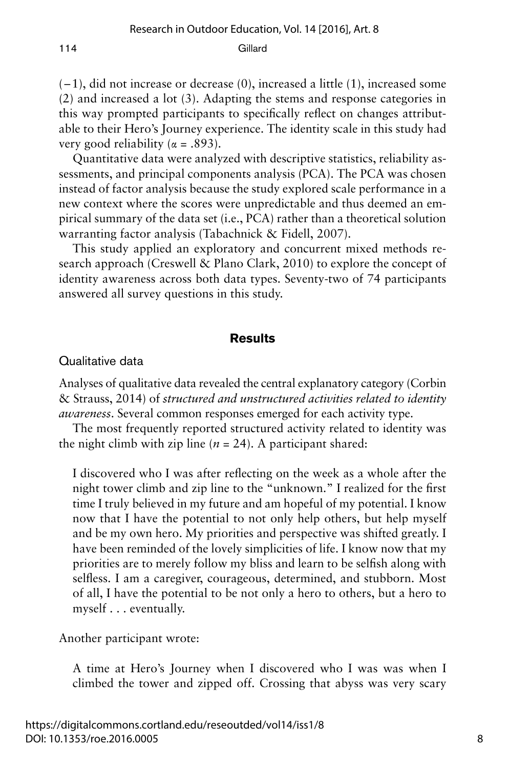(−1), did not increase or decrease (0), increased a little (1), increased some (2) and increased a lot (3). Adapting the stems and response categories in this way prompted participants to specifically reflect on changes attributable to their Hero's Journey experience. The identity scale in this study had very good reliability ($\alpha = .893$).

Quantitative data were analyzed with descriptive statistics, reliability assessments, and principal components analysis (PCA). The PCA was chosen instead of factor analysis because the study explored scale performance in a new context where the scores were unpredictable and thus deemed an empirical summary of the data set (i.e., PCA) rather than a theoretical solution warranting factor analysis (Tabachnick & Fidell, 2007).

This study applied an exploratory and concurrent mixed methods research approach (Creswell & Plano Clark, 2010) to explore the concept of identity awareness across both data types. Seventy-two of 74 participants answered all survey questions in this study.

## Results

### Qualitative data

Analyses of qualitative data revealed the central explanatory category (Corbin & Strauss, 2014) of *structured and unstructured activities related to identity awareness*. Several common responses emerged for each activity type.

The most frequently reported structured activity related to identity was the night climb with zip line ($n = 24$). A participant shared:

> I discovered who I was after reflecting on the week as a whole after the night tower climb and zip line to the "unknown." I realized for the first time I truly believed in my future and am hopeful of my potential. I know now that I have the potential to not only help others, but help myself and be my own hero. My priorities and perspective was shifted greatly. I have been reminded of the lovely simplicities of life. I know now that my priorities are to merely follow my bliss and learn to be selfish along with selfless. I am a caregiver, courageous, determined, and stubborn. Most of all, I have the potential to be not only a hero to others, but a hero to myself . . . eventually.

Another participant wrote:

> A time at Hero's Journey when I discovered who I was was when I climbed the tower and zipped off. Crossing that abyss was very scary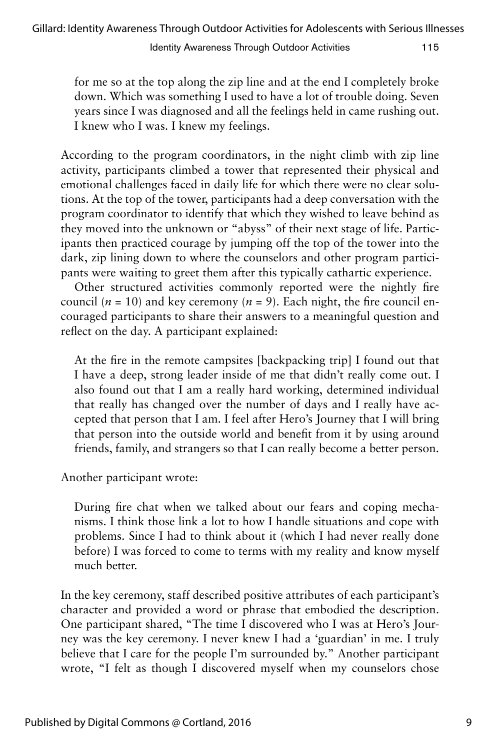> for me so at the top along the zip line and at the end I completely broke down. Which was something I used to have a lot of trouble doing. Seven years since I was diagnosed and all the feelings held in came rushing out. I knew who I was. I knew my feelings.

According to the program coordinators, in the night climb with zip line activity, participants climbed a tower that represented their physical and emotional challenges faced in daily life for which there were no clear solutions. At the top of the tower, participants had a deep conversation with the program coordinator to identify that which they wished to leave behind as they moved into the unknown or "abyss" of their next stage of life. Participants then practiced courage by jumping off the top of the tower into the dark, zip lining down to where the counselors and other program participants were waiting to greet them after this typically cathartic experience.

Other structured activities commonly reported were the nightly fire council ($n = 10$) and key ceremony ($n = 9$). Each night, the fire council encouraged participants to share their answers to a meaningful question and reflect on the day. A participant explained:

> At the fire in the remote campsites [backpacking trip] I found out that I have a deep, strong leader inside of me that didn't really come out. I also found out that I am a really hard working, determined individual that really has changed over the number of days and I really have accepted that person that I am. I feel after Hero's Journey that I will bring that person into the outside world and benefit from it by using around friends, family, and strangers so that I can really become a better person.

Another participant wrote:

> During fire chat when we talked about our fears and coping mechanisms. I think those link a lot to how I handle situations and cope with problems. Since I had to think about it (which I had never really done before) I was forced to come to terms with my reality and know myself much better.

In the key ceremony, staff described positive attributes of each participant's character and provided a word or phrase that embodied the description. One participant shared, "The time I discovered who I was at Hero's Journey was the key ceremony. I never knew I had a 'guardian' in me. I truly believe that I care for the people I'm surrounded by." Another participant wrote, "I felt as though I discovered myself when my counselors chose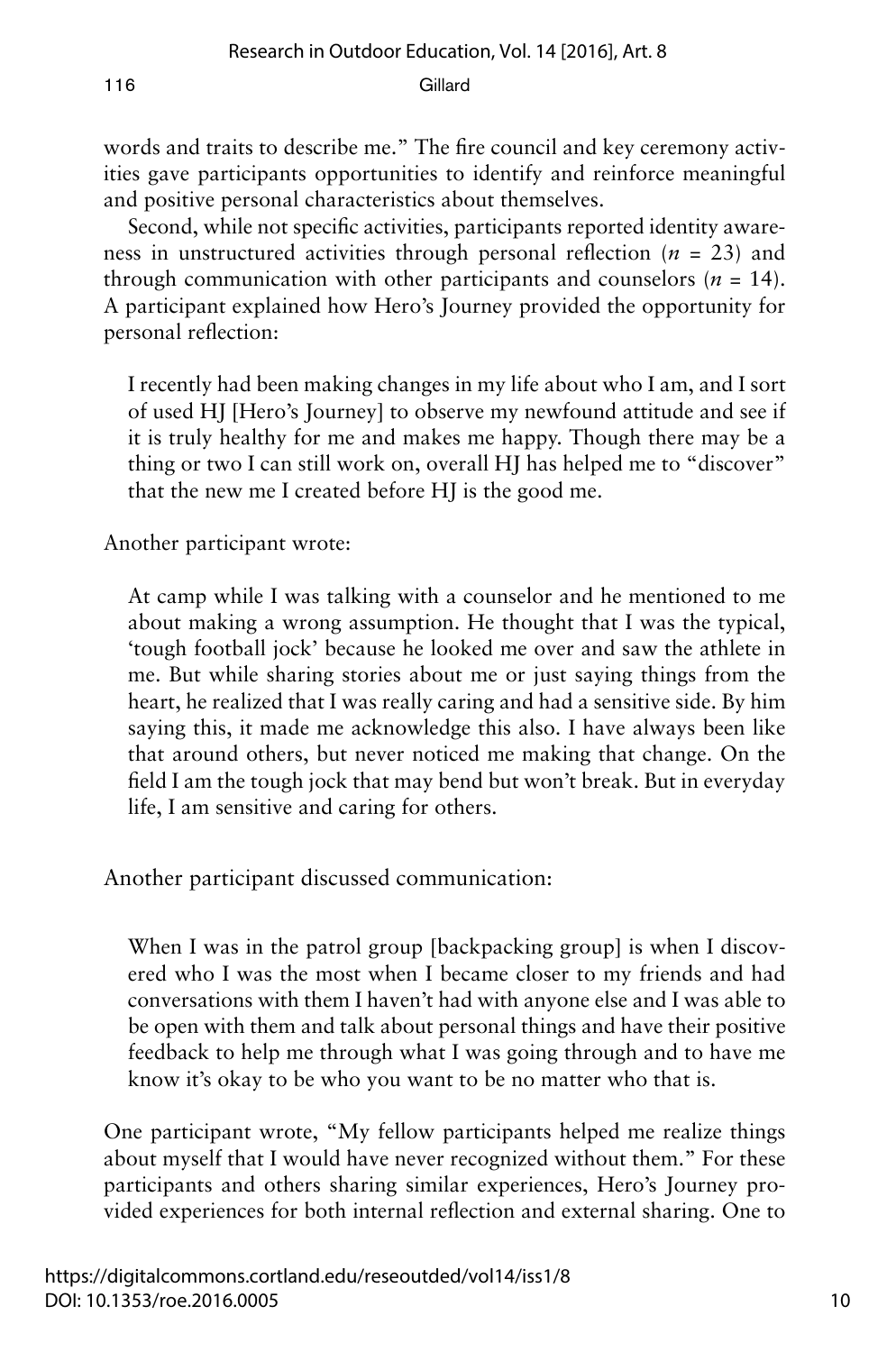words and traits to describe me." The fire council and key ceremony activities gave participants opportunities to identify and reinforce meaningful and positive personal characteristics about themselves.

Second, while not specific activities, participants reported identity awareness in unstructured activities through personal reflection ($n$ = 23) and through communication with other participants and counselors ($n$ = 14). A participant explained how Hero's Journey provided the opportunity for personal reflection:

> I recently had been making changes in my life about who I am, and I sort of used HJ [Hero's Journey] to observe my newfound attitude and see if it is truly healthy for me and makes me happy. Though there may be a thing or two I can still work on, overall HJ has helped me to "discover" that the new me I created before HJ is the good me.

Another participant wrote:

> At camp while I was talking with a counselor and he mentioned to me about making a wrong assumption. He thought that I was the typical, 'tough football jock' because he looked me over and saw the athlete in me. But while sharing stories about me or just saying things from the heart, he realized that I was really caring and had a sensitive side. By him saying this, it made me acknowledge this also. I have always been like that around others, but never noticed me making that change. On the field I am the tough jock that may bend but won't break. But in everyday life, I am sensitive and caring for others.

Another participant discussed communication:

> When I was in the patrol group [backpacking group] is when I discovered who I was the most when I became closer to my friends and had conversations with them I haven't had with anyone else and I was able to be open with them and talk about personal things and have their positive feedback to help me through what I was going through and to have me know it's okay to be who you want to be no matter who that is.

One participant wrote, "My fellow participants helped me realize things about myself that I would have never recognized without them." For these participants and others sharing similar experiences, Hero's Journey provided experiences for both internal reflection and external sharing. One to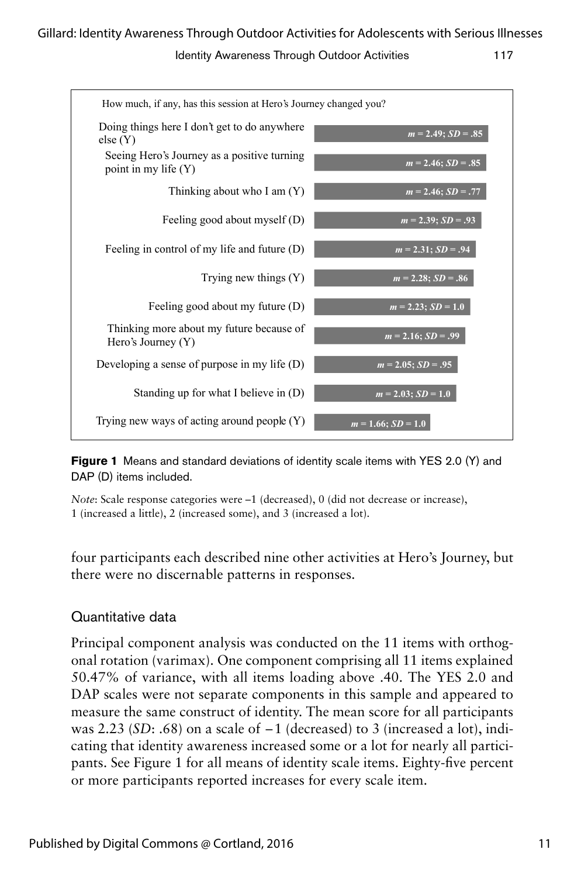How much, if any, has this session at Hero's Journey changed you?

| Item | Mean; SD |
|---|---|
| Doing things here I don't get to do anywhere else (Y) | ***m* = 2.49; *SD* = .85** |
| Seeing Hero's Journey as a positive turning point in my life (Y) | ***m* = 2.46; *SD* = .85** |
| Thinking about who I am (Y) | ***m* = 2.46; *SD* = .77** |
| Feeling good about myself (D) | ***m* = 2.39; *SD* = .93** |
| Feeling in control of my life and future (D) | ***m* = 2.31; *SD* = .94** |
| Trying new things (Y) | ***m* = 2.28; *SD* = .86** |
| Feeling good about my future (D) | ***m* = 2.23; *SD* = 1.0** |
| Thinking more about my future because of Hero's Journey (Y) | ***m* = 2.16; *SD* = .99** |
| Developing a sense of purpose in my life (D) | ***m* = 2.05; *SD* = .95** |
| Standing up for what I believe in (D) | ***m* = 2.03; *SD* = 1.0** |
| Trying new ways of acting around people (Y) | ***m* = 1.66; *SD* = 1.0** |

**Figure 1** Means and standard deviations of identity scale items with YES 2.0 (Y) and DAP (D) items included.

*Note*: Scale response categories were −1 (decreased), 0 (did not decrease or increase), 1 (increased a little), 2 (increased some), and 3 (increased a lot).

four participants each described nine other activities at Hero's Journey, but there were no discernable patterns in responses.

## Quantitative data

Principal component analysis was conducted on the 11 items with orthogonal rotation (varimax). One component comprising all 11 items explained 50.47% of variance, with all items loading above .40. The YES 2.0 and DAP scales were not separate components in this sample and appeared to measure the same construct of identity. The mean score for all participants was 2.23 (*SD*: .68) on a scale of −1 (decreased) to 3 (increased a lot), indicating that identity awareness increased some or a lot for nearly all participants. See Figure 1 for all means of identity scale items. Eighty-five percent or more participants reported increases for every scale item.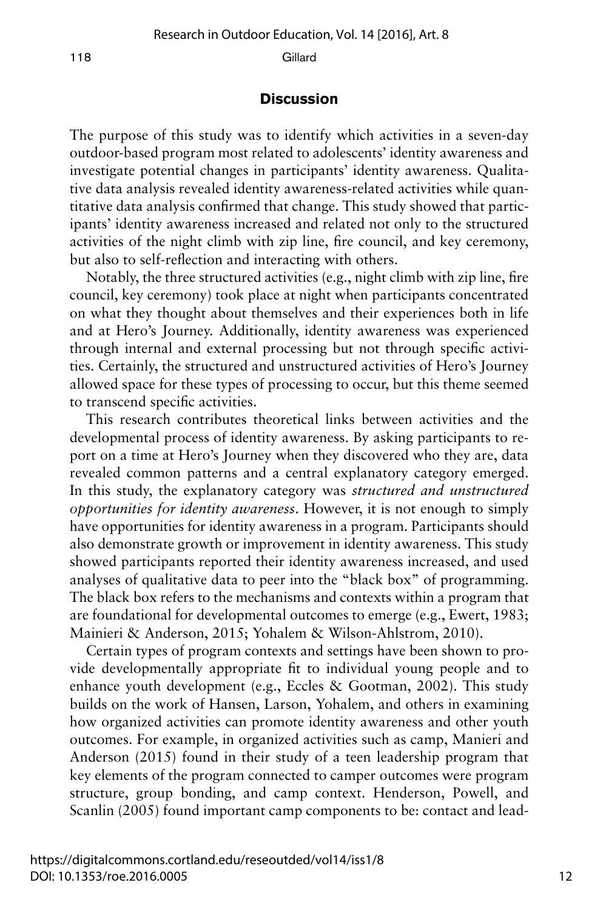## Discussion

The purpose of this study was to identify which activities in a seven-day outdoor-based program most related to adolescents' identity awareness and investigate potential changes in participants' identity awareness. Qualitative data analysis revealed identity awareness-related activities while quantitative data analysis confirmed that change. This study showed that participants' identity awareness increased and related not only to the structured activities of the night climb with zip line, fire council, and key ceremony, but also to self-reflection and interacting with others.

Notably, the three structured activities (e.g., night climb with zip line, fire council, key ceremony) took place at night when participants concentrated on what they thought about themselves and their experiences both in life and at Hero's Journey. Additionally, identity awareness was experienced through internal and external processing but not through specific activities. Certainly, the structured and unstructured activities of Hero's Journey allowed space for these types of processing to occur, but this theme seemed to transcend specific activities.

This research contributes theoretical links between activities and the developmental process of identity awareness. By asking participants to report on a time at Hero's Journey when they discovered who they are, data revealed common patterns and a central explanatory category emerged. In this study, the explanatory category was *structured and unstructured opportunities for identity awareness*. However, it is not enough to simply have opportunities for identity awareness in a program. Participants should also demonstrate growth or improvement in identity awareness. This study showed participants reported their identity awareness increased, and used analyses of qualitative data to peer into the "black box" of programming. The black box refers to the mechanisms and contexts within a program that are foundational for developmental outcomes to emerge (e.g., Ewert, 1983; Mainieri & Anderson, 2015; Yohalem & Wilson-Ahlstrom, 2010).

Certain types of program contexts and settings have been shown to provide developmentally appropriate fit to individual young people and to enhance youth development (e.g., Eccles & Gootman, 2002). This study builds on the work of Hansen, Larson, Yohalem, and others in examining how organized activities can promote identity awareness and other youth outcomes. For example, in organized activities such as camp, Manieri and Anderson (2015) found in their study of a teen leadership program that key elements of the program connected to camper outcomes were program structure, group bonding, and camp context. Henderson, Powell, and Scanlin (2005) found important camp components to be: contact and lead-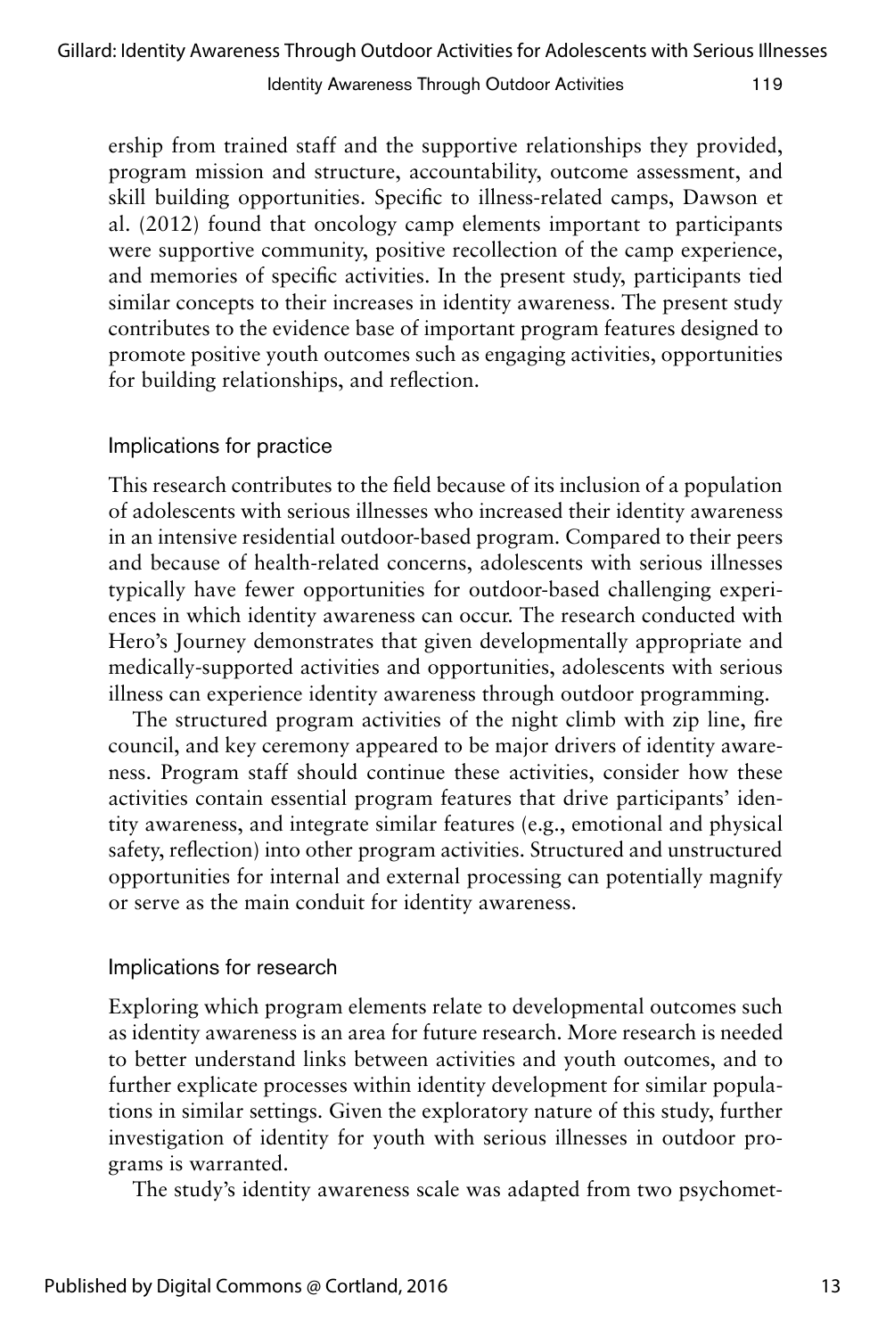ership from trained staff and the supportive relationships they provided, program mission and structure, accountability, outcome assessment, and skill building opportunities. Specific to illness-related camps, Dawson et al. (2012) found that oncology camp elements important to participants were supportive community, positive recollection of the camp experience, and memories of specific activities. In the present study, participants tied similar concepts to their increases in identity awareness. The present study contributes to the evidence base of important program features designed to promote positive youth outcomes such as engaging activities, opportunities for building relationships, and reflection.

### Implications for practice

This research contributes to the field because of its inclusion of a population of adolescents with serious illnesses who increased their identity awareness in an intensive residential outdoor-based program. Compared to their peers and because of health-related concerns, adolescents with serious illnesses typically have fewer opportunities for outdoor-based challenging experiences in which identity awareness can occur. The research conducted with Hero's Journey demonstrates that given developmentally appropriate and medically-supported activities and opportunities, adolescents with serious illness can experience identity awareness through outdoor programming.

The structured program activities of the night climb with zip line, fire council, and key ceremony appeared to be major drivers of identity awareness. Program staff should continue these activities, consider how these activities contain essential program features that drive participants' identity awareness, and integrate similar features (e.g., emotional and physical safety, reflection) into other program activities. Structured and unstructured opportunities for internal and external processing can potentially magnify or serve as the main conduit for identity awareness.

### Implications for research

Exploring which program elements relate to developmental outcomes such as identity awareness is an area for future research. More research is needed to better understand links between activities and youth outcomes, and to further explicate processes within identity development for similar populations in similar settings. Given the exploratory nature of this study, further investigation of identity for youth with serious illnesses in outdoor programs is warranted.

The study's identity awareness scale was adapted from two psychomet-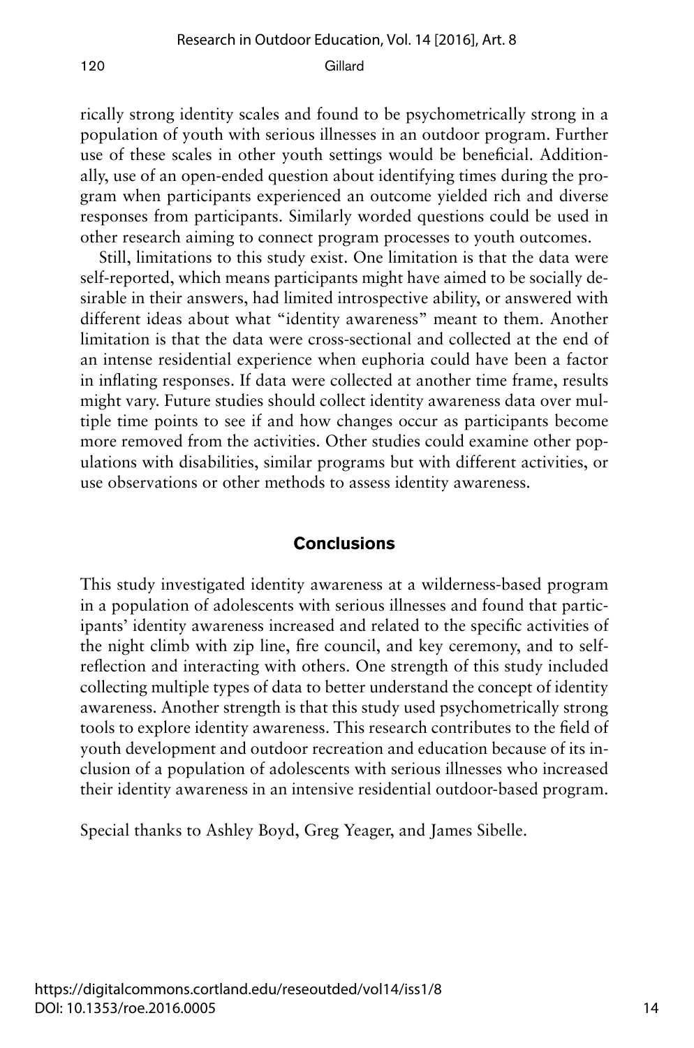rically strong identity scales and found to be psychometrically strong in a population of youth with serious illnesses in an outdoor program. Further use of these scales in other youth settings would be beneficial. Additionally, use of an open-ended question about identifying times during the program when participants experienced an outcome yielded rich and diverse responses from participants. Similarly worded questions could be used in other research aiming to connect program processes to youth outcomes.

Still, limitations to this study exist. One limitation is that the data were self-reported, which means participants might have aimed to be socially desirable in their answers, had limited introspective ability, or answered with different ideas about what "identity awareness" meant to them. Another limitation is that the data were cross-sectional and collected at the end of an intense residential experience when euphoria could have been a factor in inflating responses. If data were collected at another time frame, results might vary. Future studies should collect identity awareness data over multiple time points to see if and how changes occur as participants become more removed from the activities. Other studies could examine other populations with disabilities, similar programs but with different activities, or use observations or other methods to assess identity awareness.

## Conclusions

This study investigated identity awareness at a wilderness-based program in a population of adolescents with serious illnesses and found that participants' identity awareness increased and related to the specific activities of the night climb with zip line, fire council, and key ceremony, and to self-reflection and interacting with others. One strength of this study included collecting multiple types of data to better understand the concept of identity awareness. Another strength is that this study used psychometrically strong tools to explore identity awareness. This research contributes to the field of youth development and outdoor recreation and education because of its inclusion of a population of adolescents with serious illnesses who increased their identity awareness in an intensive residential outdoor-based program.

Special thanks to Ashley Boyd, Greg Yeager, and James Sibelle.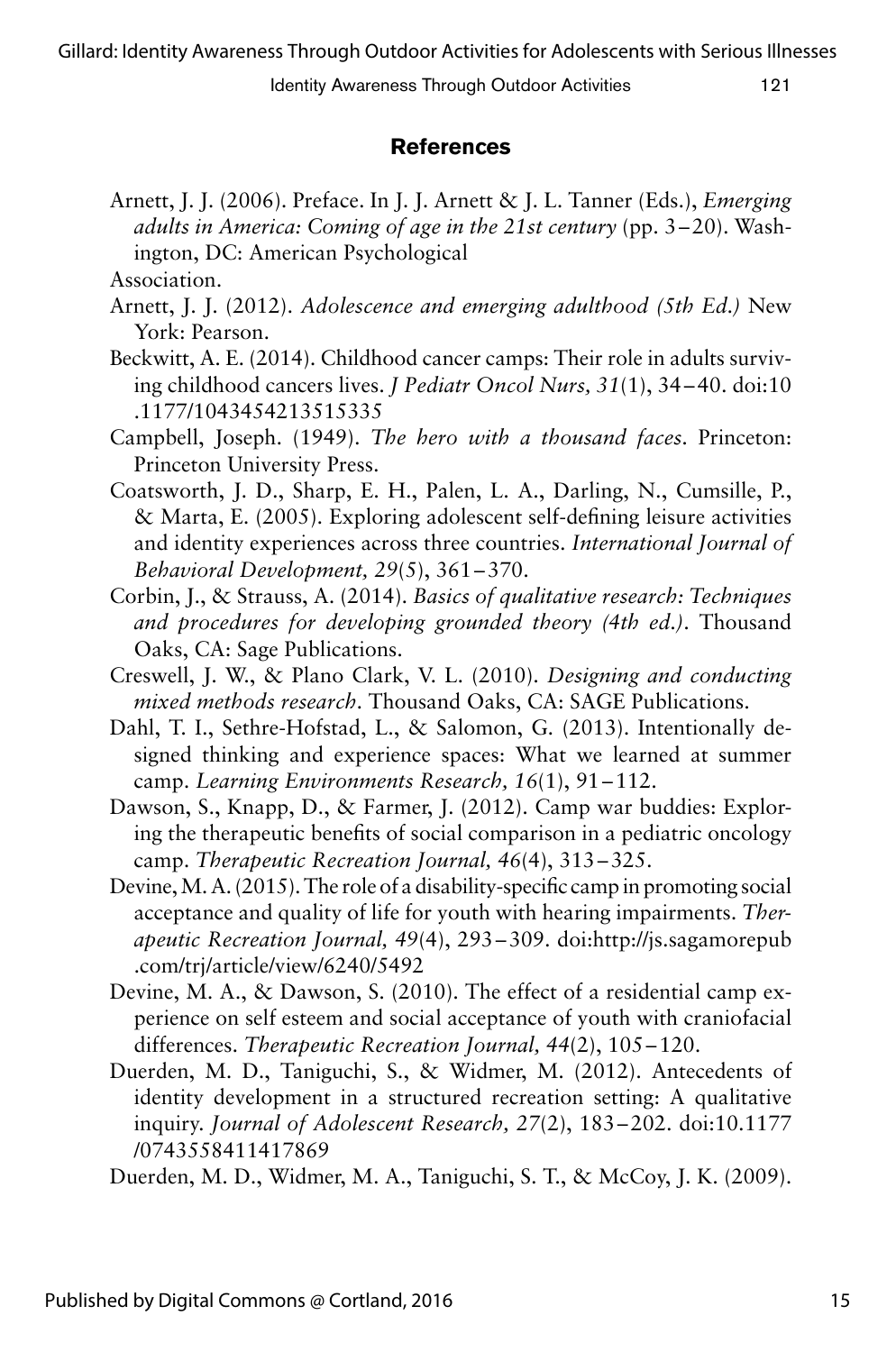## References

Arnett, J. J. (2006). Preface. In J. J. Arnett & J. L. Tanner (Eds.), *Emerging adults in America: Coming of age in the 21st century* (pp. 3–20). Washington, DC: American Psychological Association.

Arnett, J. J. (2012). *Adolescence and emerging adulthood (5th Ed.)* New York: Pearson.

Beckwitt, A. E. (2014). Childhood cancer camps: Their role in adults surviving childhood cancers lives. *J Pediatr Oncol Nurs, 31*(1), 34–40. doi:10.1177/1043454213515335

Campbell, Joseph. (1949). *The hero with a thousand faces*. Princeton: Princeton University Press.

Coatsworth, J. D., Sharp, E. H., Palen, L. A., Darling, N., Cumsille, P., & Marta, E. (2005). Exploring adolescent self-defining leisure activities and identity experiences across three countries. *International Journal of Behavioral Development, 29*(5), 361–370.

Corbin, J., & Strauss, A. (2014). *Basics of qualitative research: Techniques and procedures for developing grounded theory (4th ed.)*. Thousand Oaks, CA: Sage Publications.

Creswell, J. W., & Plano Clark, V. L. (2010). *Designing and conducting mixed methods research*. Thousand Oaks, CA: SAGE Publications.

Dahl, T. I., Sethre-Hofstad, L., & Salomon, G. (2013). Intentionally designed thinking and experience spaces: What we learned at summer camp. *Learning Environments Research, 16*(1), 91–112.

Dawson, S., Knapp, D., & Farmer, J. (2012). Camp war buddies: Exploring the therapeutic benefits of social comparison in a pediatric oncology camp. *Therapeutic Recreation Journal, 46*(4), 313–325.

Devine, M. A. (2015). The role of a disability-specific camp in promoting social acceptance and quality of life for youth with hearing impairments. *Therapeutic Recreation Journal, 49*(4), 293–309. doi:http://js.sagamorepub.com/trj/article/view/6240/5492

Devine, M. A., & Dawson, S. (2010). The effect of a residential camp experience on self esteem and social acceptance of youth with craniofacial differences. *Therapeutic Recreation Journal, 44*(2), 105–120.

Duerden, M. D., Taniguchi, S., & Widmer, M. (2012). Antecedents of identity development in a structured recreation setting: A qualitative inquiry. *Journal of Adolescent Research, 27*(2), 183–202. doi:10.1177/0743558411417869

Duerden, M. D., Widmer, M. A., Taniguchi, S. T., & McCoy, J. K. (2009).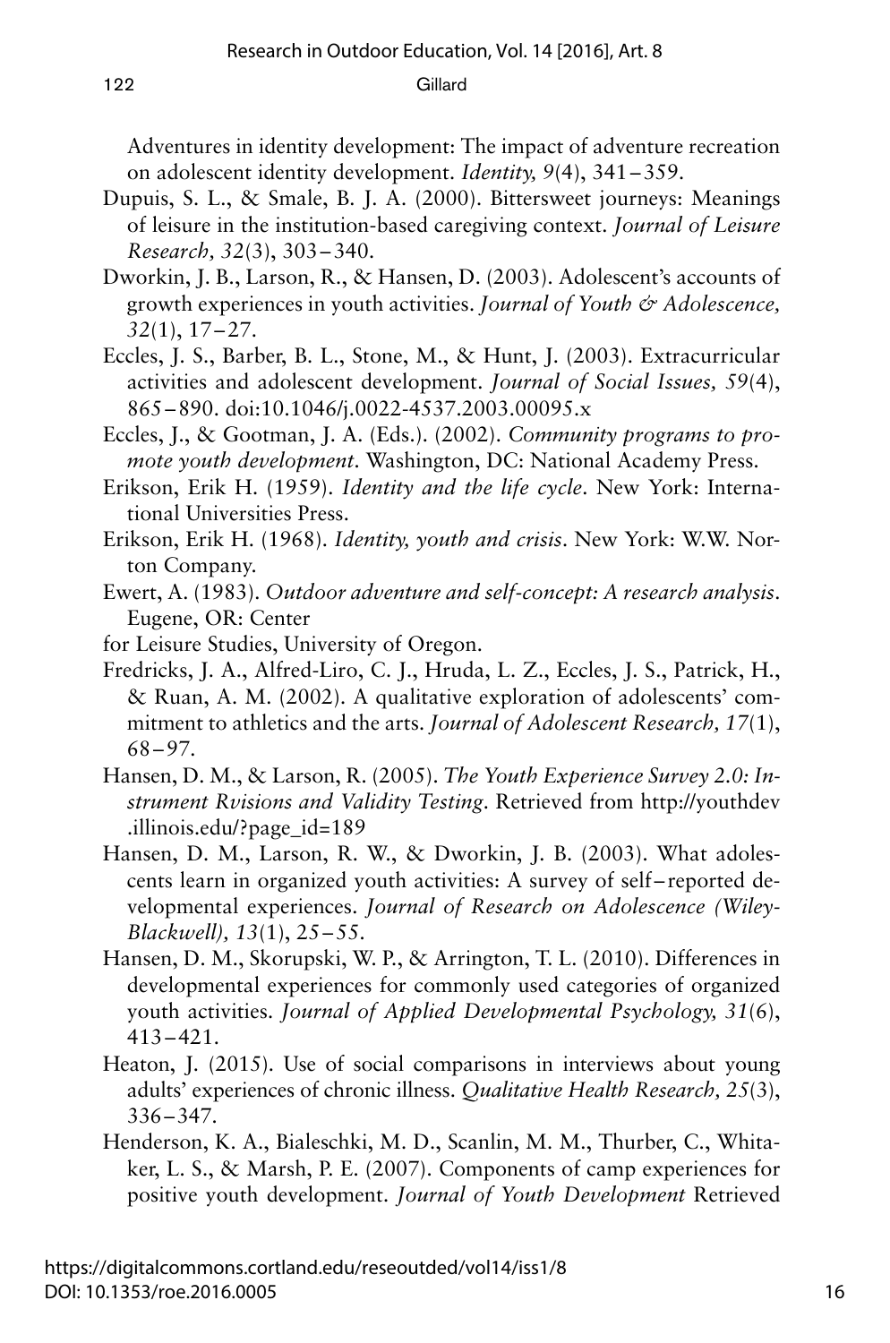Adventures in identity development: The impact of adventure recreation on adolescent identity development. *Identity, 9*(4), 341–359.

Dupuis, S. L., & Smale, B. J. A. (2000). Bittersweet journeys: Meanings of leisure in the institution-based caregiving context. *Journal of Leisure Research, 32*(3), 303–340.

Dworkin, J. B., Larson, R., & Hansen, D. (2003). Adolescent's accounts of growth experiences in youth activities. *Journal of Youth & Adolescence, 32*(1), 17–27.

Eccles, J. S., Barber, B. L., Stone, M., & Hunt, J. (2003). Extracurricular activities and adolescent development. *Journal of Social Issues, 59*(4), 865–890. doi:10.1046/j.0022-4537.2003.00095.x

Eccles, J., & Gootman, J. A. (Eds.). (2002). *Community programs to promote youth development*. Washington, DC: National Academy Press.

Erikson, Erik H. (1959). *Identity and the life cycle*. New York: International Universities Press.

Erikson, Erik H. (1968). *Identity, youth and crisis*. New York: W.W. Norton Company.

Ewert, A. (1983). *Outdoor adventure and self-concept: A research analysis*. Eugene, OR: Center

for Leisure Studies, University of Oregon.

Fredricks, J. A., Alfred-Liro, C. J., Hruda, L. Z., Eccles, J. S., Patrick, H., & Ruan, A. M. (2002). A qualitative exploration of adolescents' commitment to athletics and the arts. *Journal of Adolescent Research, 17*(1), 68–97.

Hansen, D. M., & Larson, R. (2005). *The Youth Experience Survey 2.0: Instrument Rvisions and Validity Testing*. Retrieved from http://youthdev.illinois.edu/?page_id=189

Hansen, D. M., Larson, R. W., & Dworkin, J. B. (2003). What adolescents learn in organized youth activities: A survey of self–reported developmental experiences. *Journal of Research on Adolescence (Wiley-Blackwell), 13*(1), 25–55.

Hansen, D. M., Skorupski, W. P., & Arrington, T. L. (2010). Differences in developmental experiences for commonly used categories of organized youth activities. *Journal of Applied Developmental Psychology, 31*(6), 413–421.

Heaton, J. (2015). Use of social comparisons in interviews about young adults' experiences of chronic illness. *Qualitative Health Research, 25*(3), 336–347.

Henderson, K. A., Bialeschki, M. D., Scanlin, M. M., Thurber, C., Whitaker, L. S., & Marsh, P. E. (2007). Components of camp experiences for positive youth development. *Journal of Youth Development* Retrieved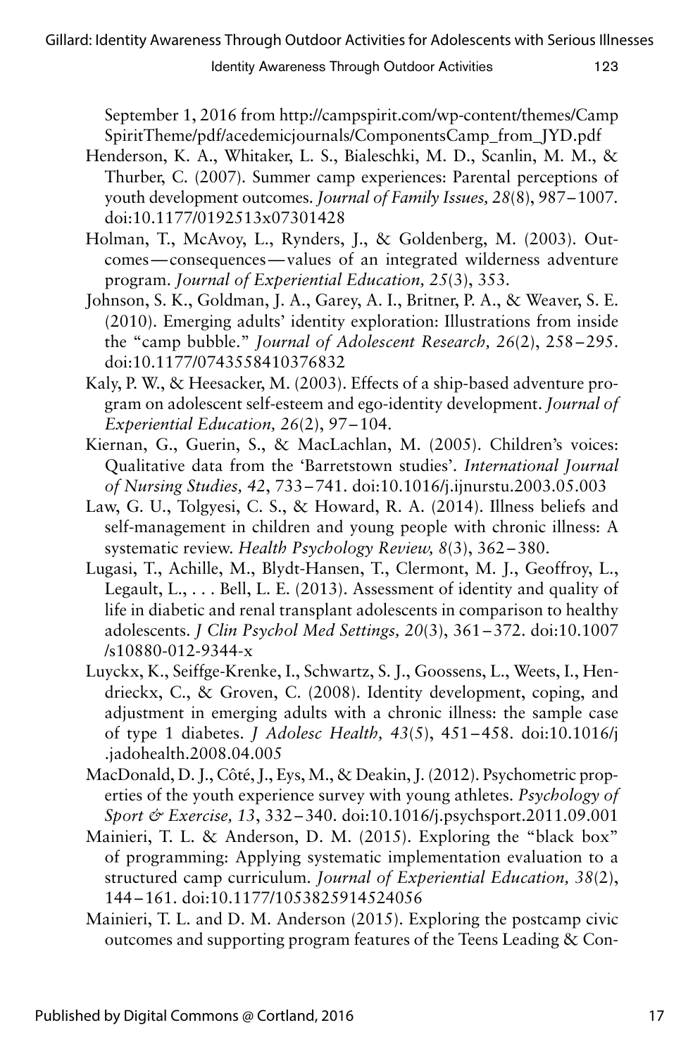September 1, 2016 from http://campspirit.com/wp-content/themes/CampSpiritTheme/pdf/acedemicjournals/ComponentsCamp_from_JYD.pdf

Henderson, K. A., Whitaker, L. S., Bialeschki, M. D., Scanlin, M. M., & Thurber, C. (2007). Summer camp experiences: Parental perceptions of youth development outcomes. *Journal of Family Issues, 28*(8), 987–1007. doi:10.1177/0192513x07301428

Holman, T., McAvoy, L., Rynders, J., & Goldenberg, M. (2003). Outcomes—consequences—values of an integrated wilderness adventure program. *Journal of Experiential Education, 25*(3), 353.

Johnson, S. K., Goldman, J. A., Garey, A. I., Britner, P. A., & Weaver, S. E. (2010). Emerging adults' identity exploration: Illustrations from inside the "camp bubble." *Journal of Adolescent Research, 26*(2), 258–295. doi:10.1177/0743558410376832

Kaly, P. W., & Heesacker, M. (2003). Effects of a ship-based adventure program on adolescent self-esteem and ego-identity development. *Journal of Experiential Education, 26*(2), 97–104.

Kiernan, G., Guerin, S., & MacLachlan, M. (2005). Children's voices: Qualitative data from the 'Barretstown studies'. *International Journal of Nursing Studies, 42*, 733–741. doi:10.1016/j.ijnurstu.2003.05.003

Law, G. U., Tolgyesi, C. S., & Howard, R. A. (2014). Illness beliefs and self-management in children and young people with chronic illness: A systematic review. *Health Psychology Review, 8*(3), 362–380.

Lugasi, T., Achille, M., Blydt-Hansen, T., Clermont, M. J., Geoffroy, L., Legault, L., . . . Bell, L. E. (2013). Assessment of identity and quality of life in diabetic and renal transplant adolescents in comparison to healthy adolescents. *J Clin Psychol Med Settings, 20*(3), 361–372. doi:10.1007/s10880-012-9344-x

Luyckx, K., Seiffge-Krenke, I., Schwartz, S. J., Goossens, L., Weets, I., Hendrieckx, C., & Groven, C. (2008). Identity development, coping, and adjustment in emerging adults with a chronic illness: the sample case of type 1 diabetes. *J Adolesc Health, 43*(5), 451–458. doi:10.1016/j.jadohealth.2008.04.005

MacDonald, D. J., Côté, J., Eys, M., & Deakin, J. (2012). Psychometric properties of the youth experience survey with young athletes. *Psychology of Sport & Exercise, 13*, 332–340. doi:10.1016/j.psychsport.2011.09.001

Mainieri, T. L. & Anderson, D. M. (2015). Exploring the "black box" of programming: Applying systematic implementation evaluation to a structured camp curriculum. *Journal of Experiential Education, 38*(2), 144–161. doi:10.1177/1053825914524056

Mainieri, T. L. and D. M. Anderson (2015). Exploring the postcamp civic outcomes and supporting program features of the Teens Leading & Con-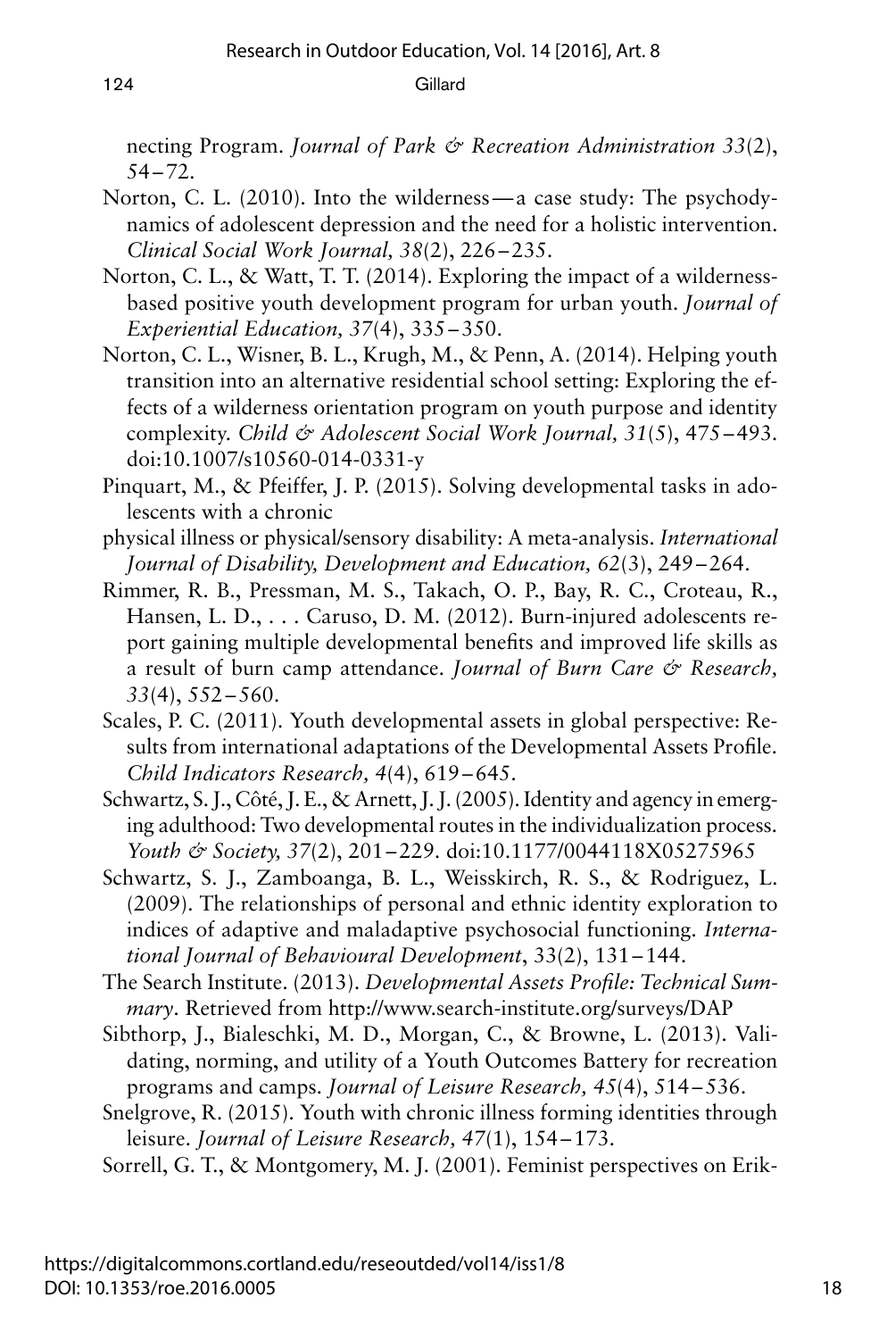necting Program. *Journal of Park & Recreation Administration 33*(2), 54–72.

Norton, C. L. (2010). Into the wilderness—a case study: The psychodynamics of adolescent depression and the need for a holistic intervention. *Clinical Social Work Journal, 38*(2), 226–235.

Norton, C. L., & Watt, T. T. (2014). Exploring the impact of a wilderness-based positive youth development program for urban youth. *Journal of Experiential Education, 37*(4), 335–350.

Norton, C. L., Wisner, B. L., Krugh, M., & Penn, A. (2014). Helping youth transition into an alternative residential school setting: Exploring the effects of a wilderness orientation program on youth purpose and identity complexity. *Child & Adolescent Social Work Journal, 31*(5), 475–493. doi:10.1007/s10560-014-0331-y

Pinquart, M., & Pfeiffer, J. P. (2015). Solving developmental tasks in adolescents with a chronic

physical illness or physical/sensory disability: A meta-analysis. *International Journal of Disability, Development and Education, 62*(3), 249–264.

Rimmer, R. B., Pressman, M. S., Takach, O. P., Bay, R. C., Croteau, R., Hansen, L. D., . . . Caruso, D. M. (2012). Burn-injured adolescents report gaining multiple developmental benefits and improved life skills as a result of burn camp attendance. *Journal of Burn Care & Research, 33*(4), 552–560.

Scales, P. C. (2011). Youth developmental assets in global perspective: Results from international adaptations of the Developmental Assets Profile. *Child Indicators Research, 4*(4), 619–645.

Schwartz, S. J., Côté, J. E., & Arnett, J. J. (2005). Identity and agency in emerging adulthood: Two developmental routes in the individualization process. *Youth & Society, 37*(2), 201–229. doi:10.1177/0044118X05275965

Schwartz, S. J., Zamboanga, B. L., Weisskirch, R. S., & Rodriguez, L. (2009). The relationships of personal and ethnic identity exploration to indices of adaptive and maladaptive psychosocial functioning. *International Journal of Behavioural Development*, 33(2), 131–144.

The Search Institute. (2013). *Developmental Assets Profile: Technical Summary*. Retrieved from http://www.search-institute.org/surveys/DAP

Sibthorp, J., Bialeschki, M. D., Morgan, C., & Browne, L. (2013). Validating, norming, and utility of a Youth Outcomes Battery for recreation programs and camps. *Journal of Leisure Research, 45*(4), 514–536.

Snelgrove, R. (2015). Youth with chronic illness forming identities through leisure. *Journal of Leisure Research, 47*(1), 154–173.

Sorrell, G. T., & Montgomery, M. J. (2001). Feminist perspectives on Erik-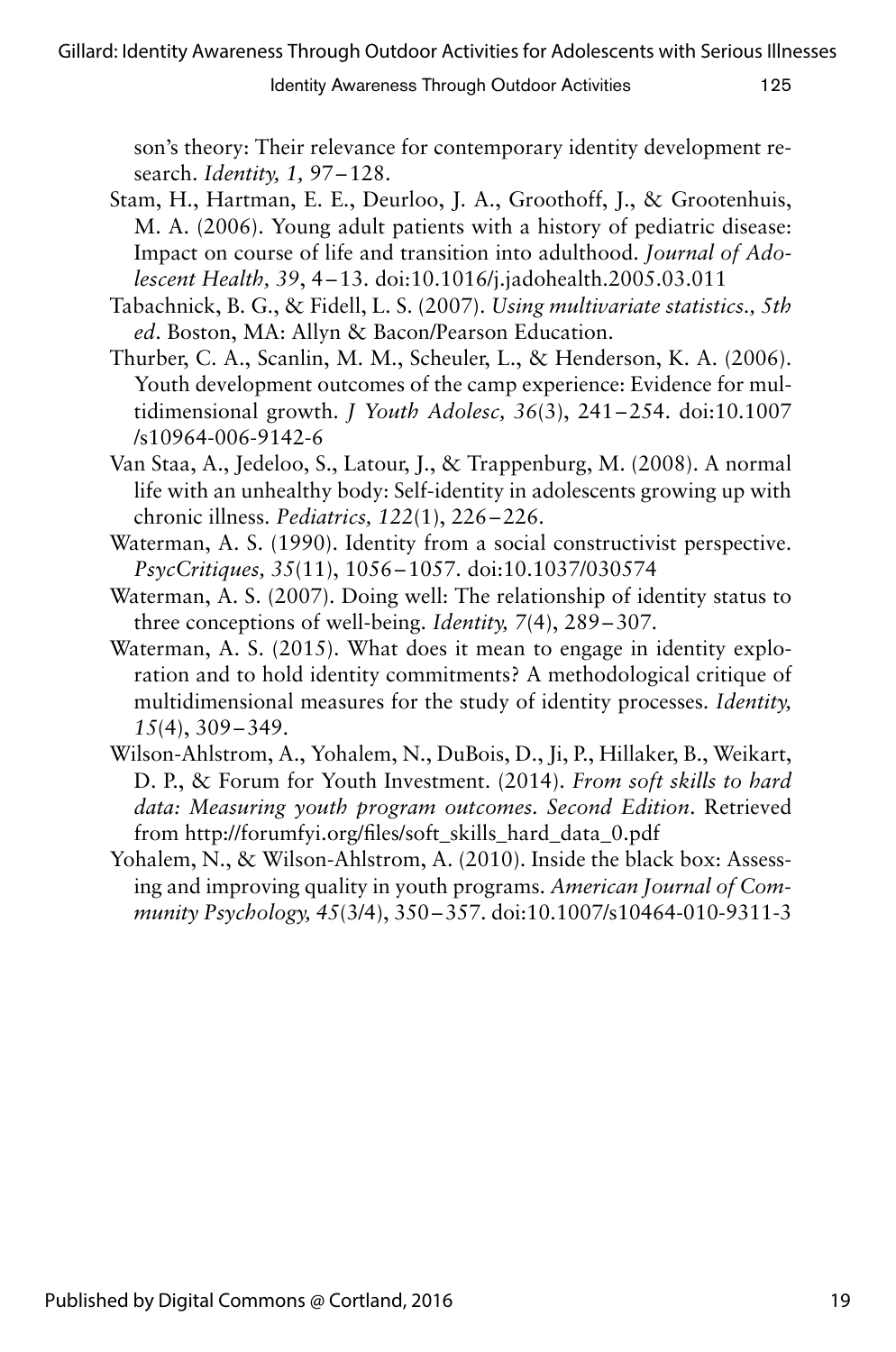son's theory: Their relevance for contemporary identity development research. *Identity, 1,* 97–128.

Stam, H., Hartman, E. E., Deurloo, J. A., Groothoff, J., & Grootenhuis, M. A. (2006). Young adult patients with a history of pediatric disease: Impact on course of life and transition into adulthood. *Journal of Adolescent Health, 39*, 4–13. doi:10.1016/j.jadohealth.2005.03.011

Tabachnick, B. G., & Fidell, L. S. (2007). *Using multivariate statistics., 5th ed*. Boston, MA: Allyn & Bacon/Pearson Education.

Thurber, C. A., Scanlin, M. M., Scheuler, L., & Henderson, K. A. (2006). Youth development outcomes of the camp experience: Evidence for multidimensional growth. *J Youth Adolesc, 36*(3), 241–254. doi:10.1007/s10964-006-9142-6

Van Staa, A., Jedeloo, S., Latour, J., & Trappenburg, M. (2008). A normal life with an unhealthy body: Self-identity in adolescents growing up with chronic illness. *Pediatrics, 122*(1), 226–226.

Waterman, A. S. (1990). Identity from a social constructivist perspective. *PsycCritiques, 35*(11), 1056–1057. doi:10.1037/030574

Waterman, A. S. (2007). Doing well: The relationship of identity status to three conceptions of well-being. *Identity, 7*(4), 289–307.

Waterman, A. S. (2015). What does it mean to engage in identity exploration and to hold identity commitments? A methodological critique of multidimensional measures for the study of identity processes. *Identity, 15*(4), 309–349.

Wilson-Ahlstrom, A., Yohalem, N., DuBois, D., Ji, P., Hillaker, B., Weikart, D. P., & Forum for Youth Investment. (2014). *From soft skills to hard data: Measuring youth program outcomes. Second Edition*. Retrieved from http://forumfyi.org/files/soft_skills_hard_data_0.pdf

Yohalem, N., & Wilson-Ahlstrom, A. (2010). Inside the black box: Assessing and improving quality in youth programs. *American Journal of Community Psychology, 45*(3/4), 350–357. doi:10.1007/s10464-010-9311-3